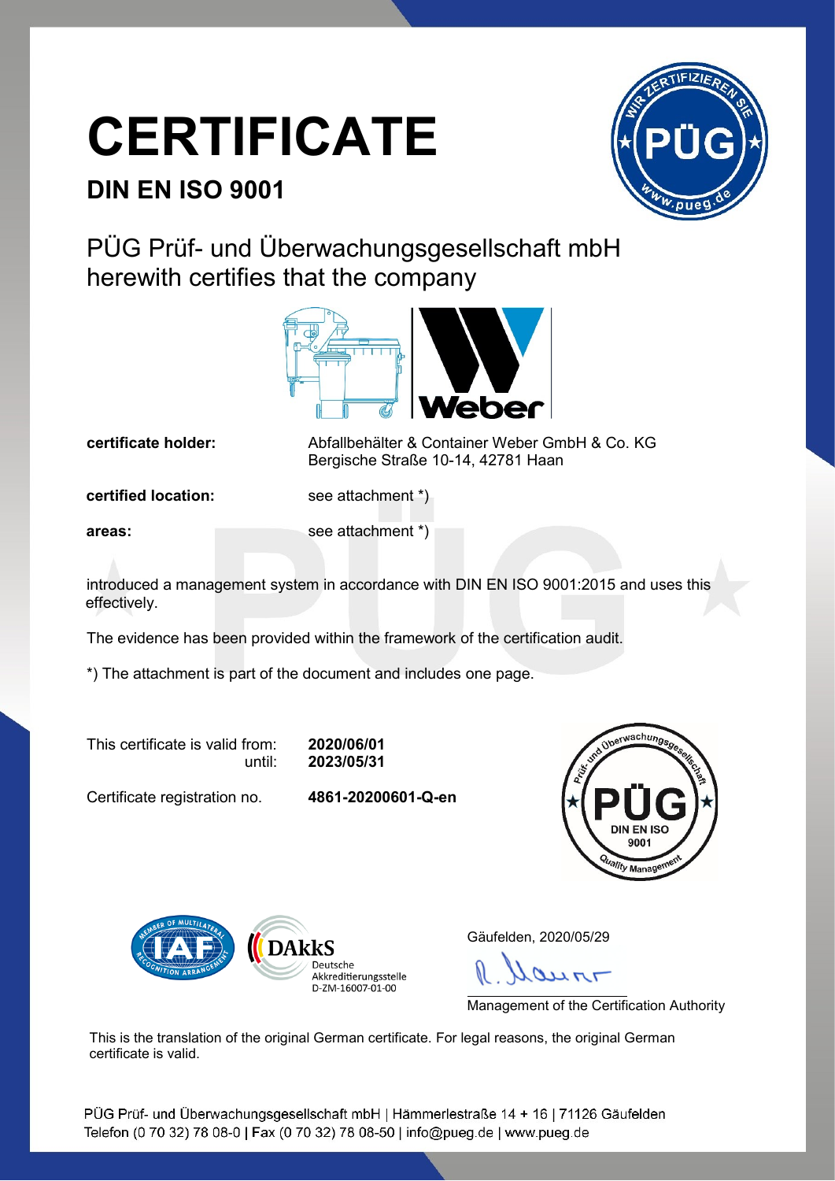# CERTIFICATE

## DIN EN ISO 9001

PÜG Prüf- und Überwachungsgesellschaft mbH
herewith certifies that the company

Weber

| | |
|---|---|
| **certificate holder:** | Abfallbehälter & Container Weber GmbH & Co. KG<br>Bergische Straße 10-14, 42781 Haan |
| **certified location:** | see attachment *) |
| **areas:** | see attachment *) |

introduced a management system in accordance with DIN EN ISO 9001:2015 and uses this effectively.

The evidence has been provided within the framework of the certification audit.

*) The attachment is part of the document and includes one page.

This certificate is valid from: **2020/06/01**
until: **2023/05/31**

Certificate registration no. **4861-20200601-Q-en**

PÜG DIN EN ISO 9001 – Prüf- und Überwachungsgesellschaft – Quality Management

DAkkS Deutsche Akkreditierungsstelle D-ZM-16007-01-00

Gäufelden, 2020/05/29

Management of the Certification Authority

This is the translation of the original German certificate. For legal reasons, the original German certificate is valid.

PÜG Prüf- und Überwachungsgesellschaft mbH | Hämmerlestraße 14 + 16 | 71126 Gäufelden
Telefon (0 70 32) 78 08-0 | Fax (0 70 32) 78 08-50 | info@pueg.de | www.pueg.de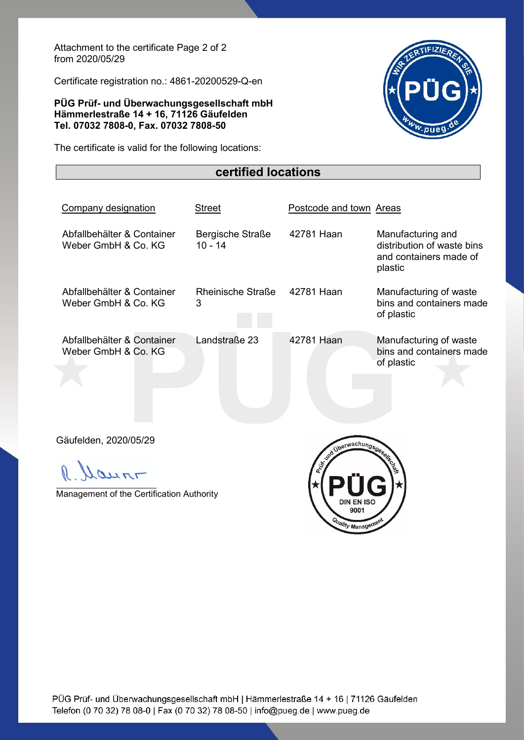Attachment to the certificate Page 2 of 2
from 2020/05/29

Certificate registration no.: 4861-20200529-Q-en

**PÜG Prüf- und Überwachungsgesellschaft mbH**
**Hämmerlestraße 14 + 16, 71126 Gäufelden**
**Tel. 07032 7808-0, Fax. 07032 7808-50**

The certificate is valid for the following locations:

## certified locations

| Company designation | Street | Postcode and town | Areas |
|---|---|---|---|
| Abfallbehälter & Container Weber GmbH & Co. KG | Bergische Straße 10 - 14 | 42781 Haan | Manufacturing and distribution of waste bins and containers made of plastic |
| Abfallbehälter & Container Weber GmbH & Co. KG | Rheinische Straße 3 | 42781 Haan | Manufacturing of waste bins and containers made of plastic |
| Abfallbehälter & Container Weber GmbH & Co. KG | Landstraße 23 | 42781 Haan | Manufacturing of waste bins and containers made of plastic |

Gäufelden, 2020/05/29

Management of the Certification Authority

PÜG Prüf- und Überwachungsgesellschaft mbH | Hämmerlestraße 14 + 16 | 71126 Gäufelden
Telefon (0 70 32) 78 08-0 | Fax (0 70 32) 78 08-50 | info@pueg.de | www.pueg.de